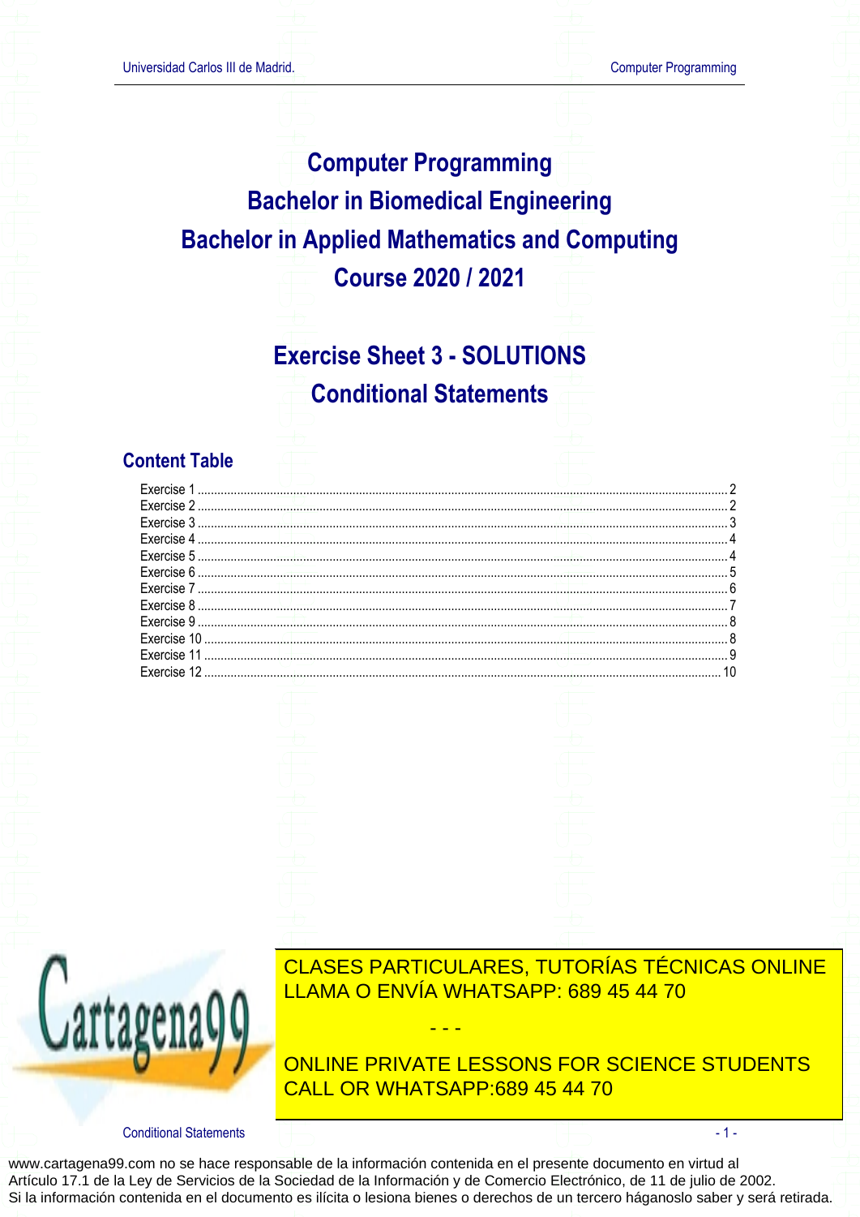# Computer Programming
# Bachelor in Biomedical Engineering
# Bachelor in Applied Mathematics and Computing
# Course 2020 / 2021

## Exercise Sheet 3 - SOLUTIONS
## Conditional Statements

### Content Table

Exercise 1 ........ 2
Exercise 2 ........ 2
Exercise 3 ........ 3
Exercise 4 ........ 4
Exercise 5 ........ 4
Exercise 6 ........ 5
Exercise 7 ........ 6
Exercise 8 ........ 7
Exercise 9 ........ 8
Exercise 10 ........ 8
Exercise 11 ........ 9
Exercise 12 ........ 10

CLASES PARTICULARES, TUTORÍAS TÉCNICAS ONLINE
LLAMA O ENVÍA WHATSAPP: 689 45 44 70

- - -

ONLINE PRIVATE LESSONS FOR SCIENCE STUDENTS
CALL OR WHATSAPP:689 45 44 70

www.cartagena99.com no se hace responsable de la información contenida en el presente documento en virtud al Artículo 17.1 de la Ley de Servicios de la Sociedad de la Información y de Comercio Electrónico, de 11 de julio de 2002.
Si la información contenida en el documento es ilícita o lesiona bienes o derechos de un tercero háganoslo saber y será retirada.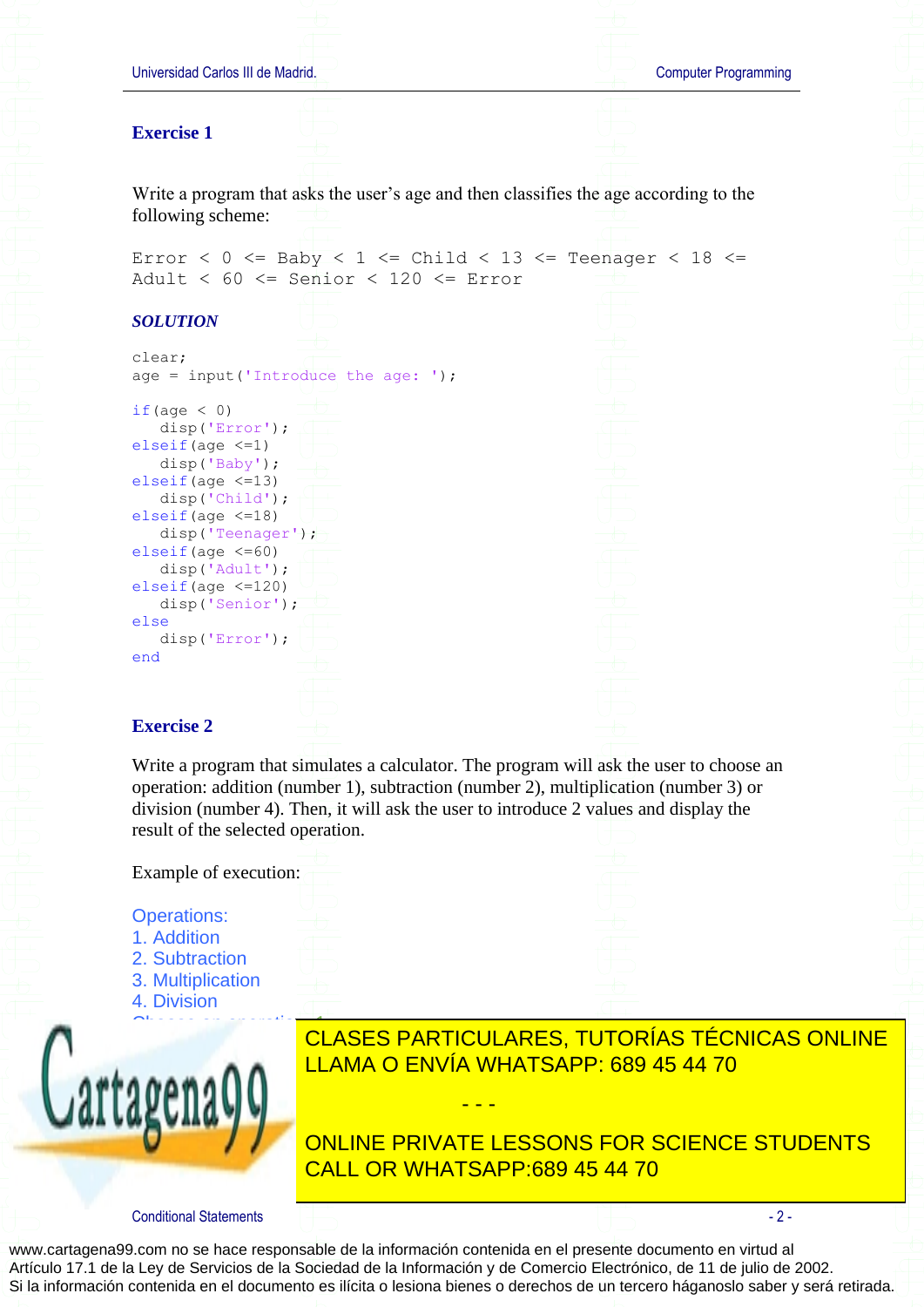## Exercise 1

Write a program that asks the user's age and then classifies the age according to the following scheme:

```
Error < 0 <= Baby < 1 <= Child < 13 <= Teenager < 18 <=
Adult < 60 <= Senior < 120 <= Error
```

### *SOLUTION*

```
clear;
age = input('Introduce the age: ');

if(age < 0)
   disp('Error');
elseif(age <=1)
   disp('Baby');
elseif(age <=13)
   disp('Child');
elseif(age <=18)
   disp('Teenager');
elseif(age <=60)
   disp('Adult');
elseif(age <=120)
   disp('Senior');
else
   disp('Error');
end
```

## Exercise 2

Write a program that simulates a calculator. The program will ask the user to choose an operation: addition (number 1), subtraction (number 2), multiplication (number 3) or division (number 4). Then, it will ask the user to introduce 2 values and display the result of the selected operation.

Example of execution:

```
Operations:
1. Addition
2. Subtraction
3. Multiplication
4. Division
```

CLASES PARTICULARES, TUTORÍAS TÉCNICAS ONLINE
LLAMA O ENVÍA WHATSAPP: 689 45 44 70

- - -

ONLINE PRIVATE LESSONS FOR SCIENCE STUDENTS
CALL OR WHATSAPP:689 45 44 70

www.cartagena99.com no se hace responsable de la información contenida en el presente documento en virtud al Artículo 17.1 de la Ley de Servicios de la Sociedad de la Información y de Comercio Electrónico, de 11 de julio de 2002.
Si la información contenida en el documento es ilícita o lesiona bienes o derechos de un tercero háganoslo saber y será retirada.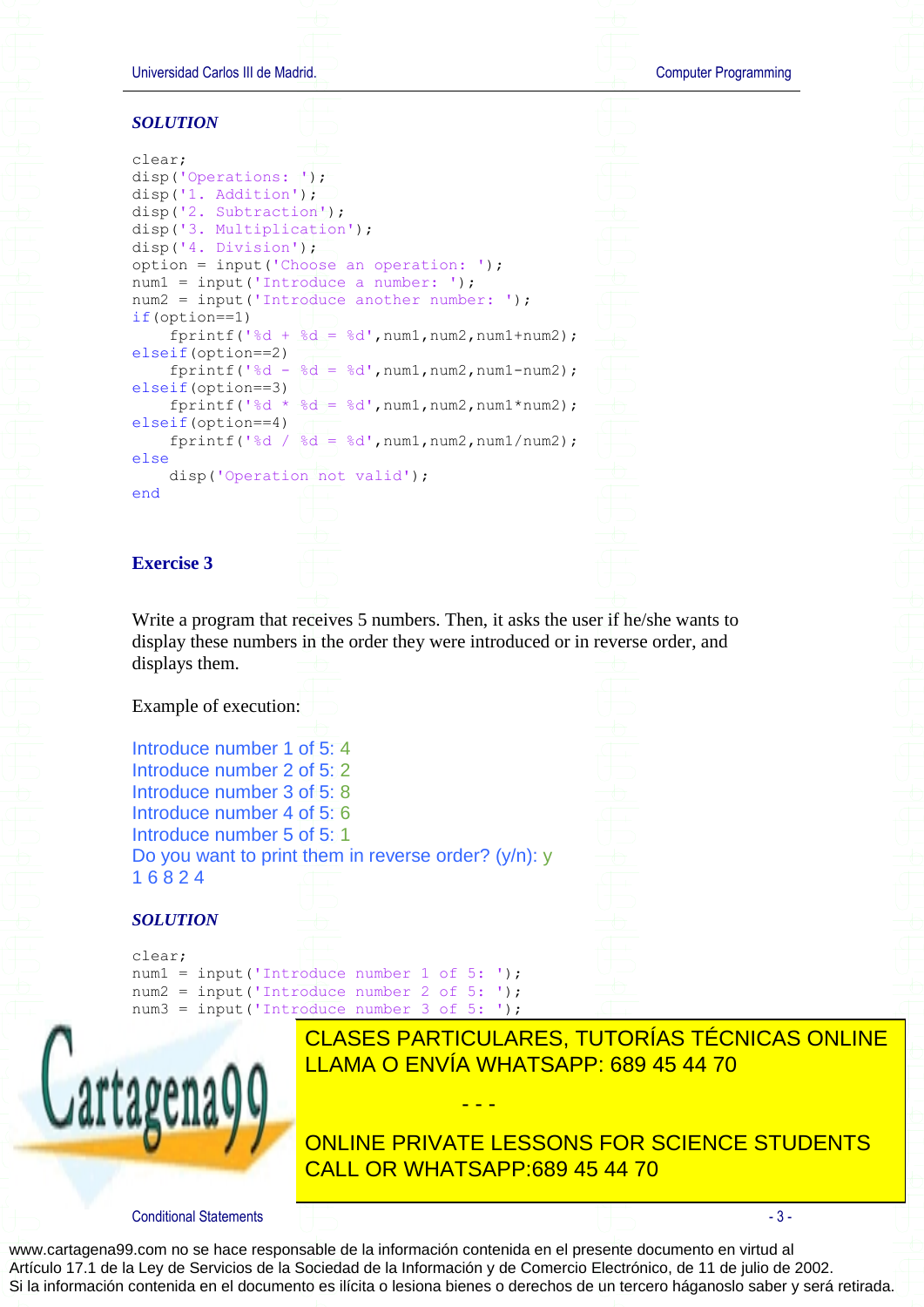***SOLUTION***

```
clear;
disp('Operations: ');
disp('1. Addition');
disp('2. Subtraction');
disp('3. Multiplication');
disp('4. Division');
option = input('Choose an operation: ');
num1 = input('Introduce a number: ');
num2 = input('Introduce another number: ');
if(option==1)
    fprintf('%d + %d = %d',num1,num2,num1+num2);
elseif(option==2)
    fprintf('%d - %d = %d',num1,num2,num1-num2);
elseif(option==3)
    fprintf('%d * %d = %d',num1,num2,num1*num2);
elseif(option==4)
    fprintf('%d / %d = %d',num1,num2,num1/num2);
else
    disp('Operation not valid');
end
```

## Exercise 3

Write a program that receives 5 numbers. Then, it asks the user if he/she wants to display these numbers in the order they were introduced or in reverse order, and displays them.

Example of execution:

```
Introduce number 1 of 5: 4
Introduce number 2 of 5: 2
Introduce number 3 of 5: 8
Introduce number 4 of 5: 6
Introduce number 5 of 5: 1
Do you want to print them in reverse order? (y/n): y
1 6 8 2 4
```

***SOLUTION***

```
clear;
num1 = input('Introduce number 1 of 5: ');
num2 = input('Introduce number 2 of 5: ');
num3 = input('Introduce number 3 of 5: ');
```

CLASES PARTICULARES, TUTORÍAS TÉCNICAS ONLINE
LLAMA O ENVÍA WHATSAPP: 689 45 44 70

- - -

ONLINE PRIVATE LESSONS FOR SCIENCE STUDENTS
CALL OR WHATSAPP:689 45 44 70

www.cartagena99.com no se hace responsable de la información contenida en el presente documento en virtud al Artículo 17.1 de la Ley de Servicios de la Sociedad de la Información y de Comercio Electrónico, de 11 de julio de 2002.
Si la información contenida en el documento es ilícita o lesiona bienes o derechos de un tercero háganoslo saber y será retirada.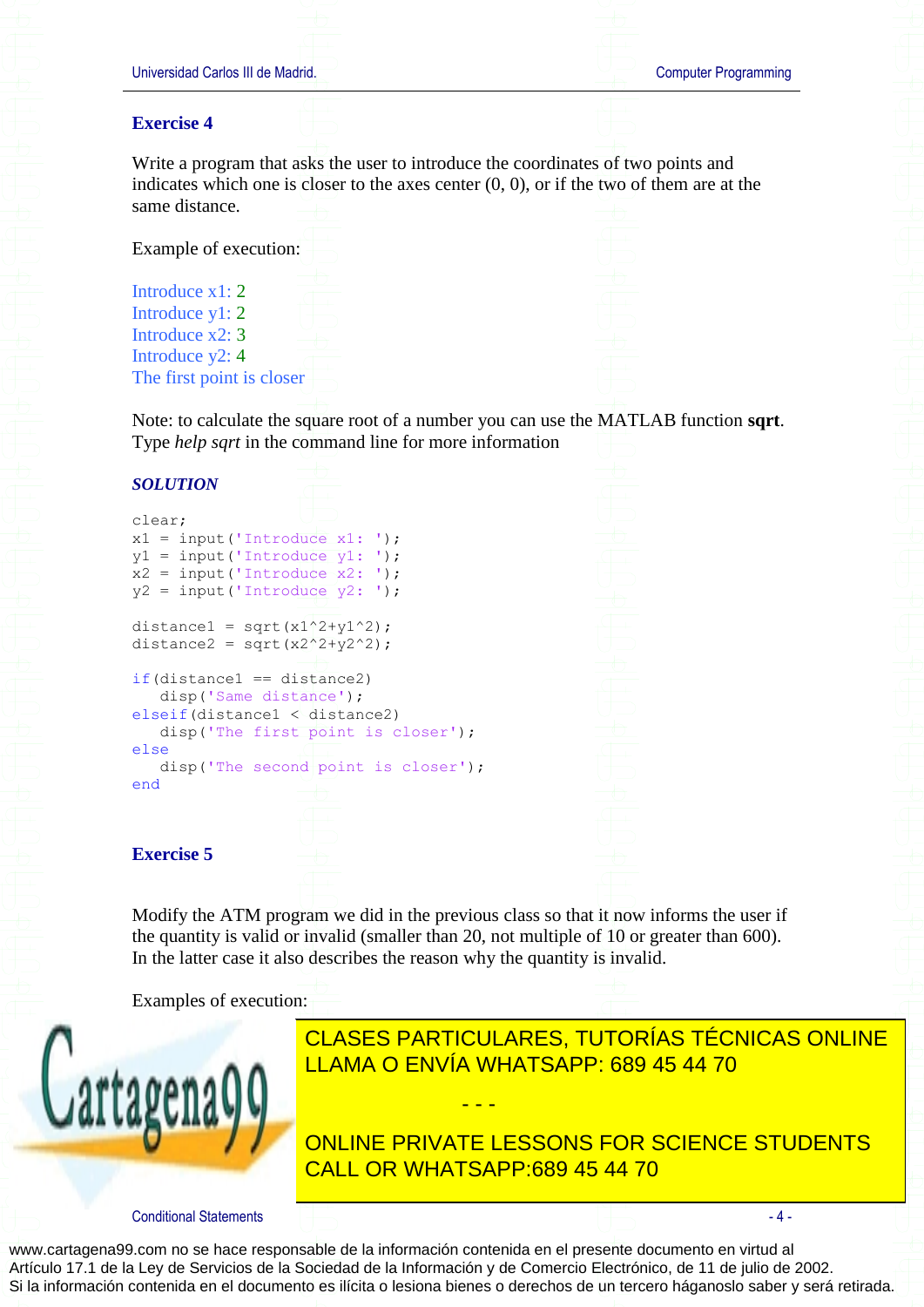**Exercise 4**

Write a program that asks the user to introduce the coordinates of two points and indicates which one is closer to the axes center (0, 0), or if the two of them are at the same distance.

Example of execution:

```
Introduce x1: 2
Introduce y1: 2
Introduce x2: 3
Introduce y2: 4
The first point is closer
```

Note: to calculate the square root of a number you can use the MATLAB function **sqrt**. Type *help sqrt* in the command line for more information

***SOLUTION***

```
clear;
x1 = input('Introduce x1: ');
y1 = input('Introduce y1: ');
x2 = input('Introduce x2: ');
y2 = input('Introduce y2: ');

distance1 = sqrt(x1^2+y1^2);
distance2 = sqrt(x2^2+y2^2);

if(distance1 == distance2)
   disp('Same distance');
elseif(distance1 < distance2)
   disp('The first point is closer');
else
   disp('The second point is closer');
end
```

**Exercise 5**

Modify the ATM program we did in the previous class so that it now informs the user if the quantity is valid or invalid (smaller than 20, not multiple of 10 or greater than 600). In the latter case it also describes the reason why the quantity is invalid.

Examples of execution:

CLASES PARTICULARES, TUTORÍAS TÉCNICAS ONLINE
LLAMA O ENVÍA WHATSAPP: 689 45 44 70

- - -

ONLINE PRIVATE LESSONS FOR SCIENCE STUDENTS
CALL OR WHATSAPP:689 45 44 70

www.cartagena99.com no se hace responsable de la información contenida en el presente documento en virtud al Artículo 17.1 de la Ley de Servicios de la Sociedad de la Información y de Comercio Electrónico, de 11 de julio de 2002.
Si la información contenida en el documento es ilícita o lesiona bienes o derechos de un tercero háganoslo saber y será retirada.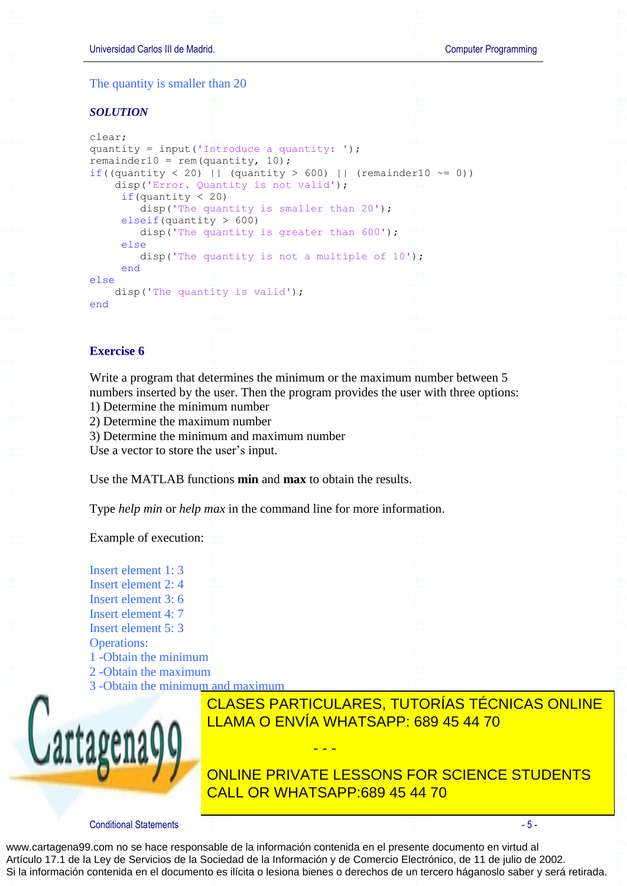The quantity is smaller than 20

***SOLUTION***

```
clear;
quantity = input('Introduce a quantity: ');
remainder10 = rem(quantity, 10);
if((quantity < 20) || (quantity > 600) || (remainder10 ~= 0))
    disp('Error. Quantity is not valid');
     if(quantity < 20)
        disp('The quantity is smaller than 20');
     elseif(quantity > 600)
        disp('The quantity is greater than 600');
     else
        disp('The quantity is not a multiple of 10');
     end
else
    disp('The quantity is valid');
end
```

## Exercise 6

Write a program that determines the minimum or the maximum number between 5 numbers inserted by the user. Then the program provides the user with three options:
1) Determine the minimum number
2) Determine the maximum number
3) Determine the minimum and maximum number
Use a vector to store the user's input.

Use the MATLAB functions **min** and **max** to obtain the results.

Type *help min* or *help max* in the command line for more information.

Example of execution:

Insert element 1: 3
Insert element 2: 4
Insert element 3: 6
Insert element 4: 7
Insert element 5: 3
Operations:
1 -Obtain the minimum
2 -Obtain the maximum
3 -Obtain the minimum and maximum

CLASES PARTICULARES, TUTORÍAS TÉCNICAS ONLINE
LLAMA O ENVÍA WHATSAPP: 689 45 44 70

- - -

ONLINE PRIVATE LESSONS FOR SCIENCE STUDENTS
CALL OR WHATSAPP:689 45 44 70

www.cartagena99.com no se hace responsable de la información contenida en el presente documento en virtud al Artículo 17.1 de la Ley de Servicios de la Sociedad de la Información y de Comercio Electrónico, de 11 de julio de 2002.
Si la información contenida en el documento es ilícita o lesiona bienes o derechos de un tercero háganoslo saber y será retirada.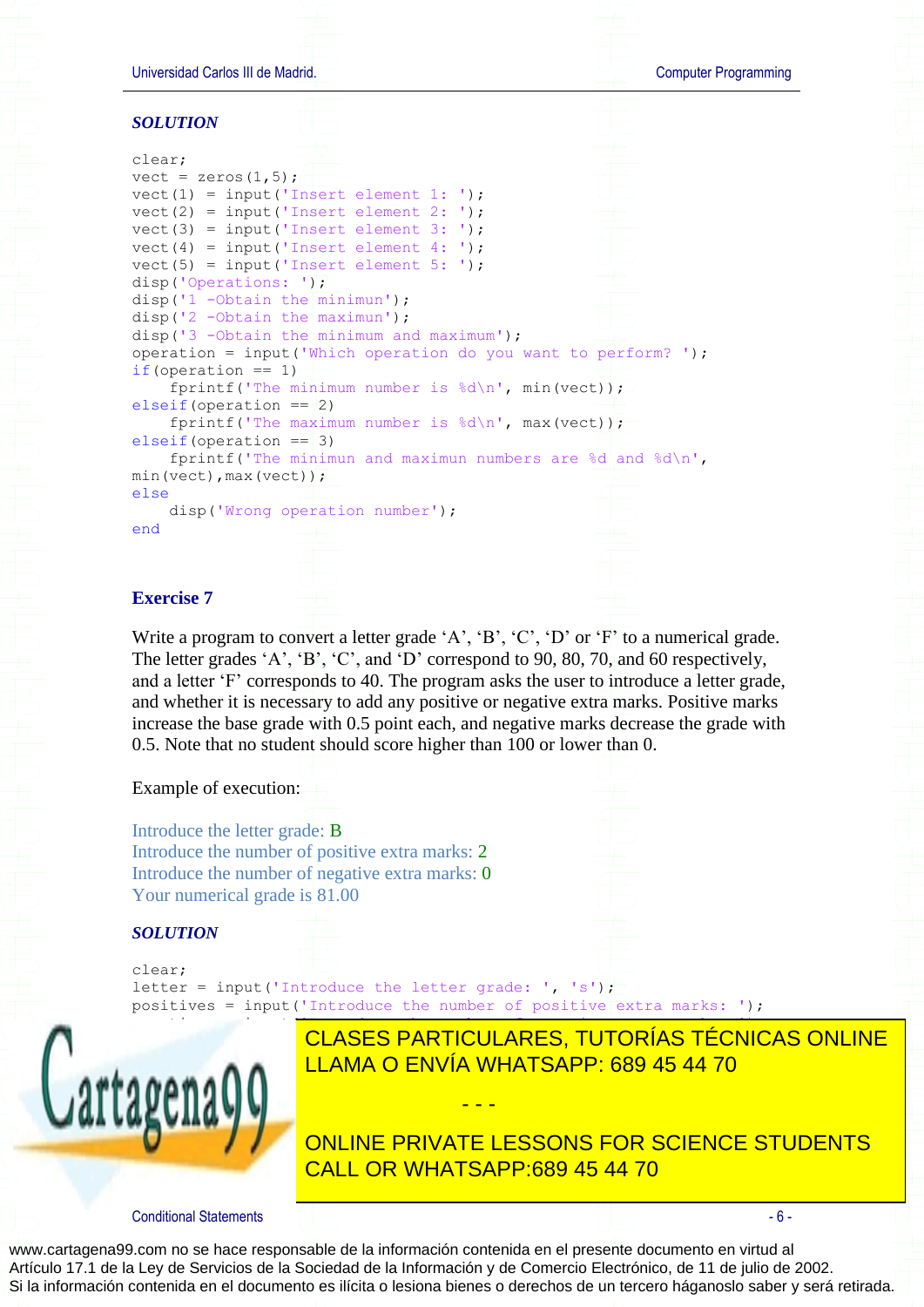***SOLUTION***

```
clear;
vect = zeros(1,5);
vect(1) = input('Insert element 1: ');
vect(2) = input('Insert element 2: ');
vect(3) = input('Insert element 3: ');
vect(4) = input('Insert element 4: ');
vect(5) = input('Insert element 5: ');
disp('Operations: ');
disp('1 -Obtain the minimun');
disp('2 -Obtain the maximun');
disp('3 -Obtain the minimum and maximum');
operation = input('Which operation do you want to perform? ');
if(operation == 1)
    fprintf('The minimum number is %d\n', min(vect));
elseif(operation == 2)
    fprintf('The maximum number is %d\n', max(vect));
elseif(operation == 3)
    fprintf('The minimun and maximun numbers are %d and %d\n',
min(vect),max(vect));
else
    disp('Wrong operation number');
end
```

## Exercise 7

Write a program to convert a letter grade 'A', 'B', 'C', 'D' or 'F' to a numerical grade. The letter grades 'A', 'B', 'C', and 'D' correspond to 90, 80, 70, and 60 respectively, and a letter 'F' corresponds to 40. The program asks the user to introduce a letter grade, and whether it is necessary to add any positive or negative extra marks. Positive marks increase the base grade with 0.5 point each, and negative marks decrease the grade with 0.5. Note that no student should score higher than 100 or lower than 0.

Example of execution:

Introduce the letter grade: B
Introduce the number of positive extra marks: 2
Introduce the number of negative extra marks: 0
Your numerical grade is 81.00

***SOLUTION***

```
clear;
letter = input('Introduce the letter grade: ', 's');
positives = input('Introduce the number of positive extra marks: ');
```

CLASES PARTICULARES, TUTORÍAS TÉCNICAS ONLINE
LLAMA O ENVÍA WHATSAPP: 689 45 44 70

- - -

ONLINE PRIVATE LESSONS FOR SCIENCE STUDENTS
CALL OR WHATSAPP:689 45 44 70

www.cartagena99.com no se hace responsable de la información contenida en el presente documento en virtud al Artículo 17.1 de la Ley de Servicios de la Sociedad de la Información y de Comercio Electrónico, de 11 de julio de 2002. Si la información contenida en el documento es ilícita o lesiona bienes o derechos de un tercero háganoslo saber y será retirada.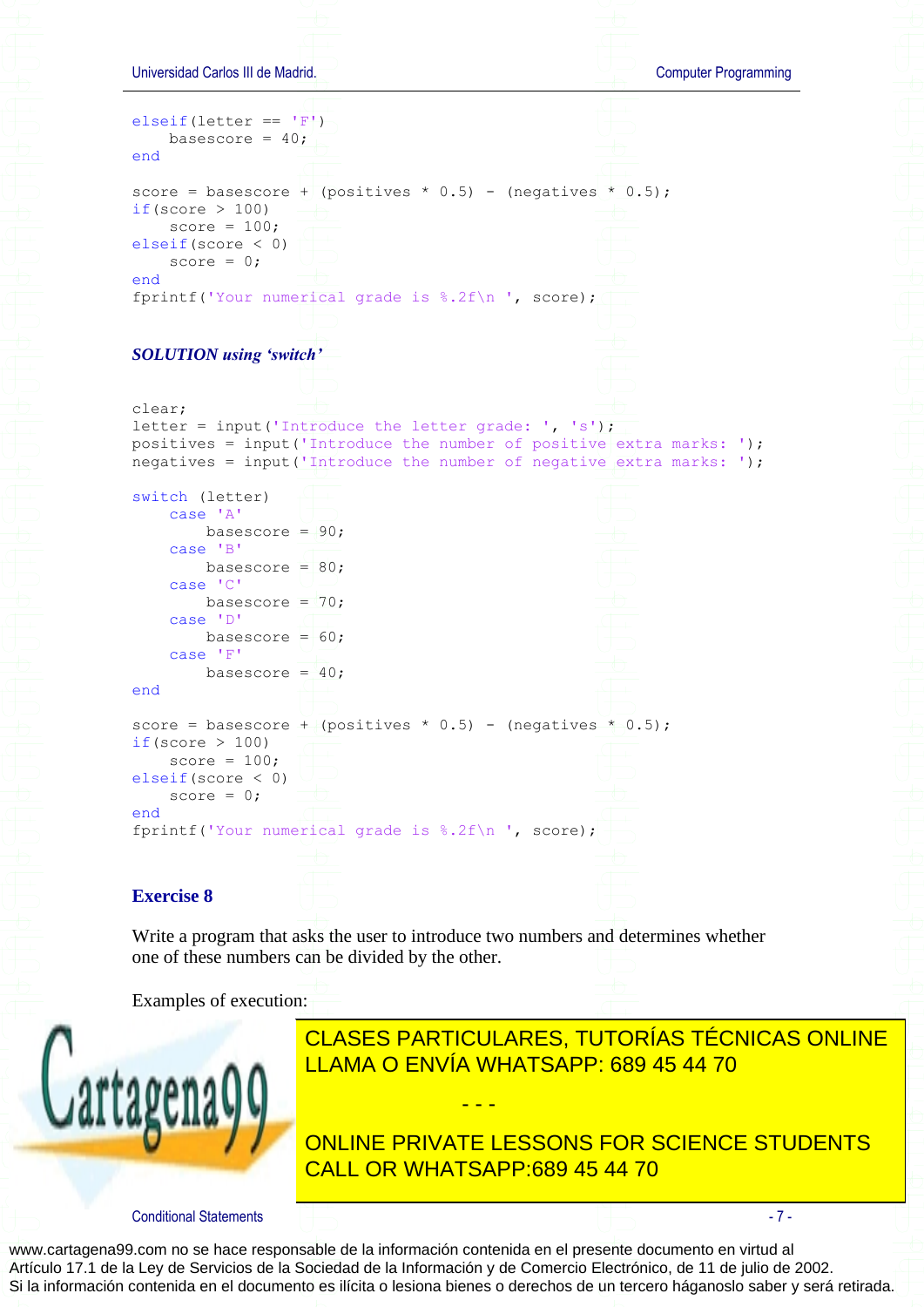```
elseif(letter == 'F')
    basescore = 40;
end

score = basescore + (positives * 0.5) - (negatives * 0.5);
if(score > 100)
    score = 100;
elseif(score < 0)
    score = 0;
end
fprintf('Your numerical grade is %.2f\n ', score);
```

***SOLUTION using 'switch'***

```
clear;
letter = input('Introduce the letter grade: ', 's');
positives = input('Introduce the number of positive extra marks: ');
negatives = input('Introduce the number of negative extra marks: ');

switch (letter)
    case 'A'
        basescore = 90;
    case 'B'
        basescore = 80;
    case 'C'
        basescore = 70;
    case 'D'
        basescore = 60;
    case 'F'
        basescore = 40;
end

score = basescore + (positives * 0.5) - (negatives * 0.5);
if(score > 100)
    score = 100;
elseif(score < 0)
    score = 0;
end
fprintf('Your numerical grade is %.2f\n ', score);
```

### Exercise 8

Write a program that asks the user to introduce two numbers and determines whether one of these numbers can be divided by the other.

Examples of execution:

CLASES PARTICULARES, TUTORÍAS TÉCNICAS ONLINE
LLAMA O ENVÍA WHATSAPP: 689 45 44 70

- - -

ONLINE PRIVATE LESSONS FOR SCIENCE STUDENTS
CALL OR WHATSAPP:689 45 44 70

www.cartagena99.com no se hace responsable de la información contenida en el presente documento en virtud al Artículo 17.1 de la Ley de Servicios de la Sociedad de la Información y de Comercio Electrónico, de 11 de julio de 2002.
Si la información contenida en el documento es ilícita o lesiona bienes o derechos de un tercero háganoslo saber y será retirada.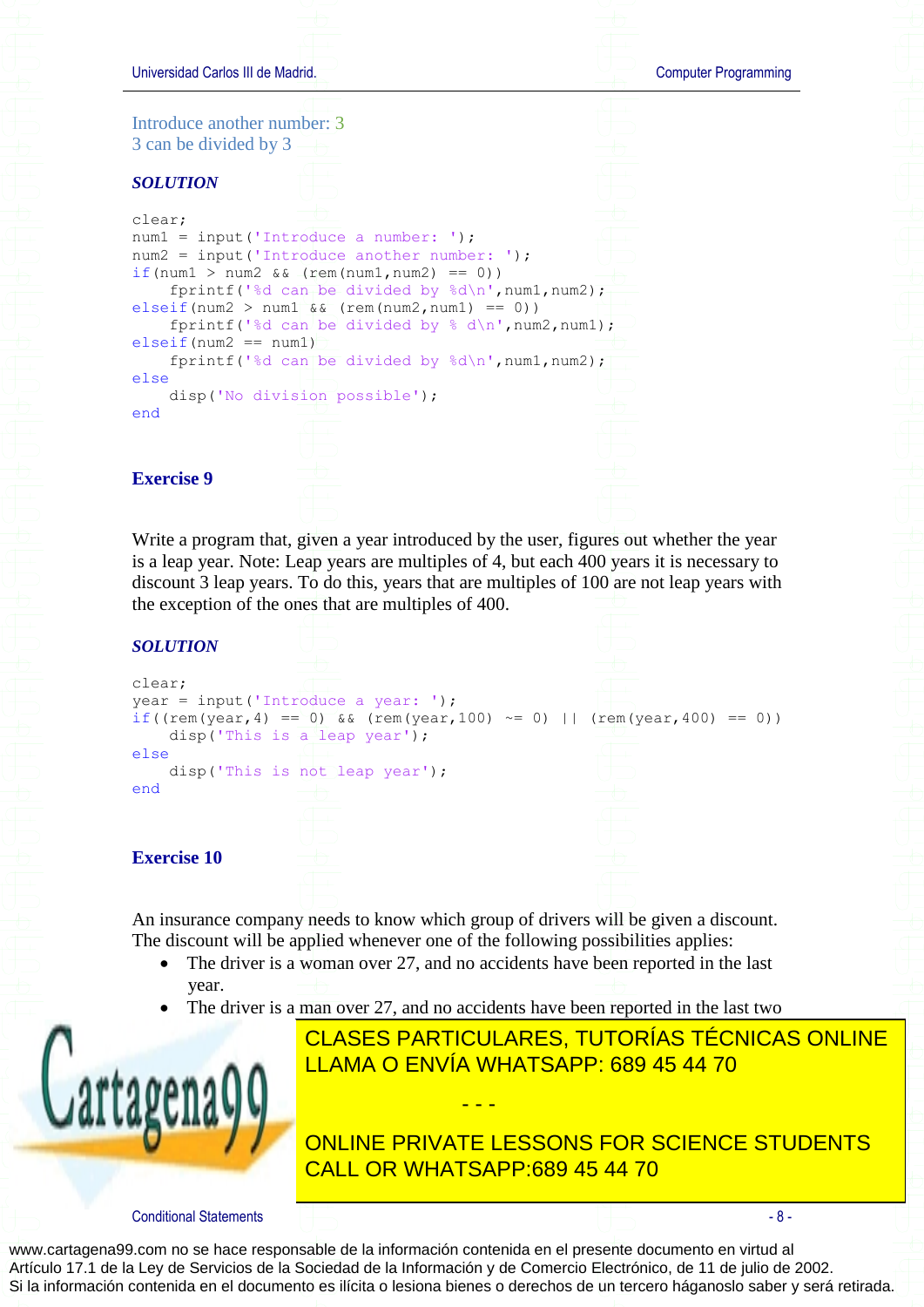Introduce another number: 3
3 can be divided by 3

***SOLUTION***

```
clear;
num1 = input('Introduce a number: ');
num2 = input('Introduce another number: ');
if(num1 > num2 && (rem(num1,num2) == 0))
    fprintf('%d can be divided by %d\n',num1,num2);
elseif(num2 > num1 && (rem(num2,num1) == 0))
    fprintf('%d can be divided by % d\n',num2,num1);
elseif(num2 == num1)
    fprintf('%d can be divided by %d\n',num1,num2);
else
    disp('No division possible');
end
```

## Exercise 9

Write a program that, given a year introduced by the user, figures out whether the year is a leap year. Note: Leap years are multiples of 4, but each 400 years it is necessary to discount 3 leap years. To do this, years that are multiples of 100 are not leap years with the exception of the ones that are multiples of 400.

***SOLUTION***

```
clear;
year = input('Introduce a year: ');
if((rem(year,4) == 0) && (rem(year,100) ~= 0) || (rem(year,400) == 0))
    disp('This is a leap year');
else
    disp('This is not leap year');
end
```

## Exercise 10

An insurance company needs to know which group of drivers will be given a discount. The discount will be applied whenever one of the following possibilities applies:

- The driver is a woman over 27, and no accidents have been reported in the last year.
- The driver is a man over 27, and no accidents have been reported in the last two

CLASES PARTICULARES, TUTORÍAS TÉCNICAS ONLINE
LLAMA O ENVÍA WHATSAPP: 689 45 44 70

- - -

ONLINE PRIVATE LESSONS FOR SCIENCE STUDENTS
CALL OR WHATSAPP:689 45 44 70

www.cartagena99.com no se hace responsable de la información contenida en el presente documento en virtud al Artículo 17.1 de la Ley de Servicios de la Sociedad de la Información y de Comercio Electrónico, de 11 de julio de 2002. Si la información contenida en el documento es ilícita o lesiona bienes o derechos de un tercero háganoslo saber y será retirada.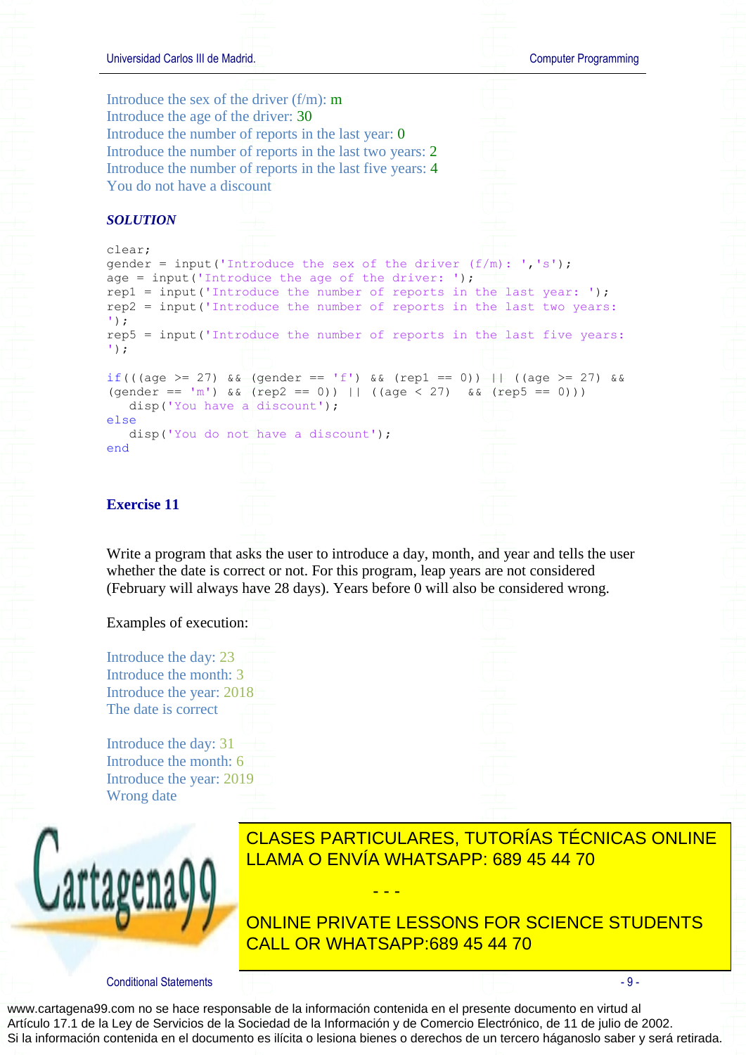Introduce the sex of the driver (f/m): m
Introduce the age of the driver: 30
Introduce the number of reports in the last year: 0
Introduce the number of reports in the last two years: 2
Introduce the number of reports in the last five years: 4
You do not have a discount

***SOLUTION***

```
clear;
gender = input('Introduce the sex of the driver (f/m): ','s');
age = input('Introduce the age of the driver: ');
rep1 = input('Introduce the number of reports in the last year: ');
rep2 = input('Introduce the number of reports in the last two years:
');
rep5 = input('Introduce the number of reports in the last five years:
');

if(((age >= 27) && (gender == 'f') && (rep1 == 0)) || ((age >= 27) &&
(gender == 'm') && (rep2 == 0)) || ((age < 27)  && (rep5 == 0)))
   disp('You have a discount');
else
   disp('You do not have a discount');
end
```

## Exercise 11

Write a program that asks the user to introduce a day, month, and year and tells the user whether the date is correct or not. For this program, leap years are not considered (February will always have 28 days). Years before 0 will also be considered wrong.

Examples of execution:

Introduce the day: 23
Introduce the month: 3
Introduce the year: 2018
The date is correct

Introduce the day: 31
Introduce the month: 6
Introduce the year: 2019
Wrong date

CLASES PARTICULARES, TUTORÍAS TÉCNICAS ONLINE
LLAMA O ENVÍA WHATSAPP: 689 45 44 70

- - -

ONLINE PRIVATE LESSONS FOR SCIENCE STUDENTS
CALL OR WHATSAPP:689 45 44 70

www.cartagena99.com no se hace responsable de la información contenida en el presente documento en virtud al Artículo 17.1 de la Ley de Servicios de la Sociedad de la Información y de Comercio Electrónico, de 11 de julio de 2002.
Si la información contenida en el documento es ilícita o lesiona bienes o derechos de un tercero háganoslo saber y será retirada.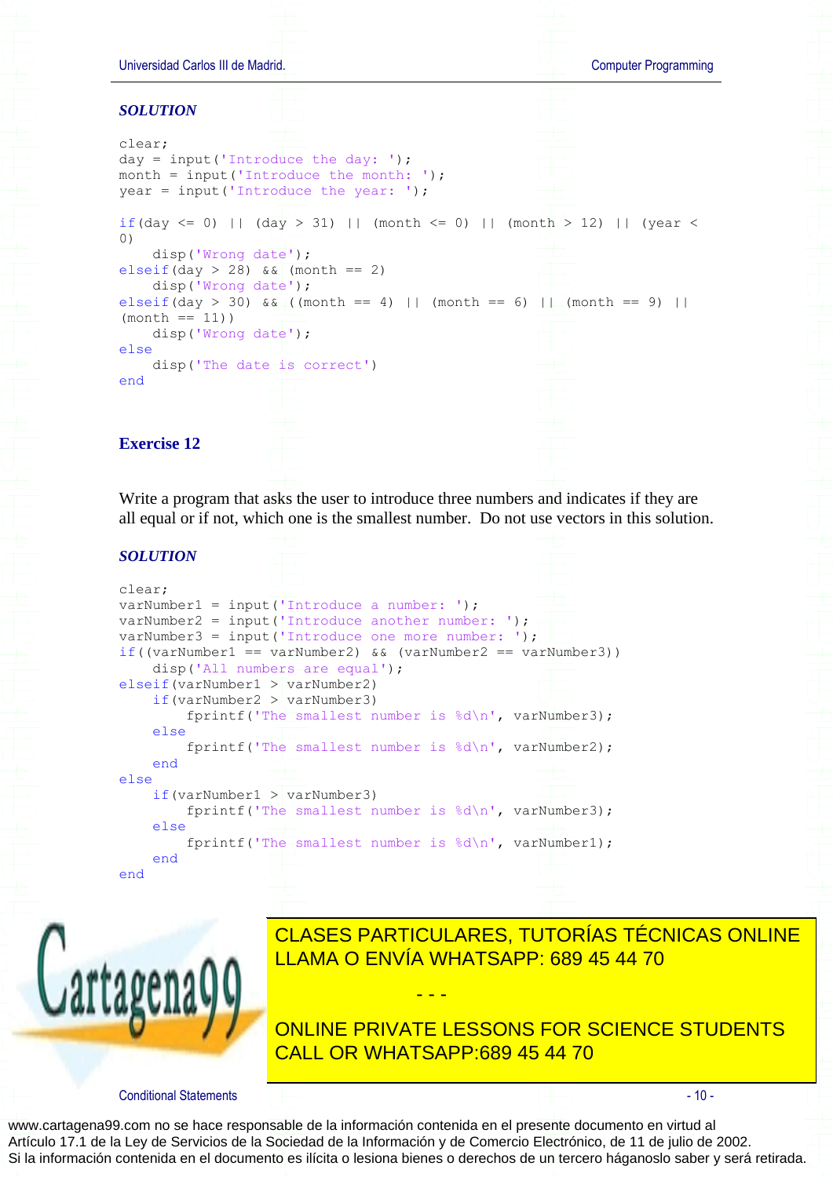***SOLUTION***

```
clear;
day = input('Introduce the day: ');
month = input('Introduce the month: ');
year = input('Introduce the year: ');

if(day <= 0) || (day > 31) || (month <= 0) || (month > 12) || (year <
0)
    disp('Wrong date');
elseif(day > 28) && (month == 2)
    disp('Wrong date');
elseif(day > 30) && ((month == 4) || (month == 6) || (month == 9) ||
(month == 11))
    disp('Wrong date');
else
    disp('The date is correct')
end
```

## Exercise 12

Write a program that asks the user to introduce three numbers and indicates if they are all equal or if not, which one is the smallest number. Do not use vectors in this solution.

***SOLUTION***

```
clear;
varNumber1 = input('Introduce a number: ');
varNumber2 = input('Introduce another number: ');
varNumber3 = input('Introduce one more number: ');
if((varNumber1 == varNumber2) && (varNumber2 == varNumber3))
    disp('All numbers are equal');
elseif(varNumber1 > varNumber2)
    if(varNumber2 > varNumber3)
        fprintf('The smallest number is %d\n', varNumber3);
    else
        fprintf('The smallest number is %d\n', varNumber2);
    end
else
    if(varNumber1 > varNumber3)
        fprintf('The smallest number is %d\n', varNumber3);
    else
        fprintf('The smallest number is %d\n', varNumber1);
    end
end
```

CLASES PARTICULARES, TUTORÍAS TÉCNICAS ONLINE
LLAMA O ENVÍA WHATSAPP: 689 45 44 70

\- - -

ONLINE PRIVATE LESSONS FOR SCIENCE STUDENTS
CALL OR WHATSAPP:689 45 44 70

www.cartagena99.com no se hace responsable de la información contenida en el presente documento en virtud al Artículo 17.1 de la Ley de Servicios de la Sociedad de la Información y de Comercio Electrónico, de 11 de julio de 2002.
Si la información contenida en el documento es ilícita o lesiona bienes o derechos de un tercero háganoslo saber y será retirada.